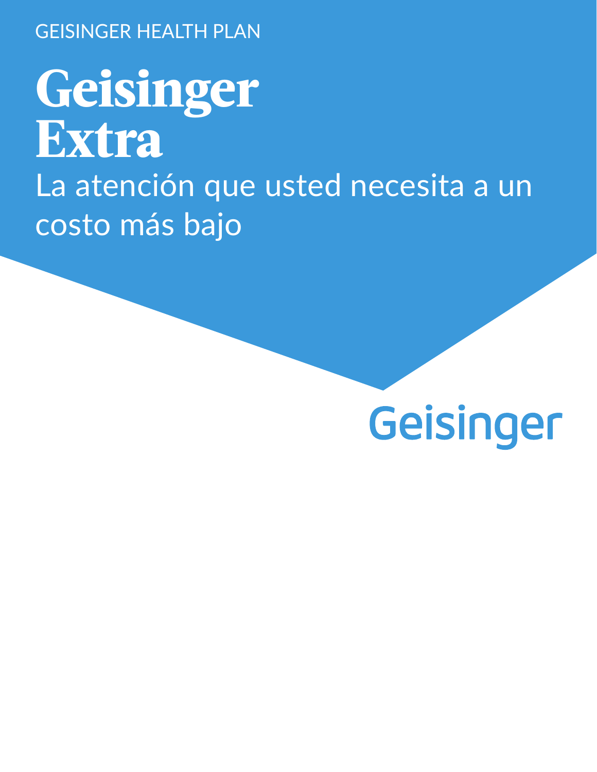GEISINGER HEALTH PLAN

# Geisinger Extra

La atención que usted necesita a un costo más bajo

Geisinger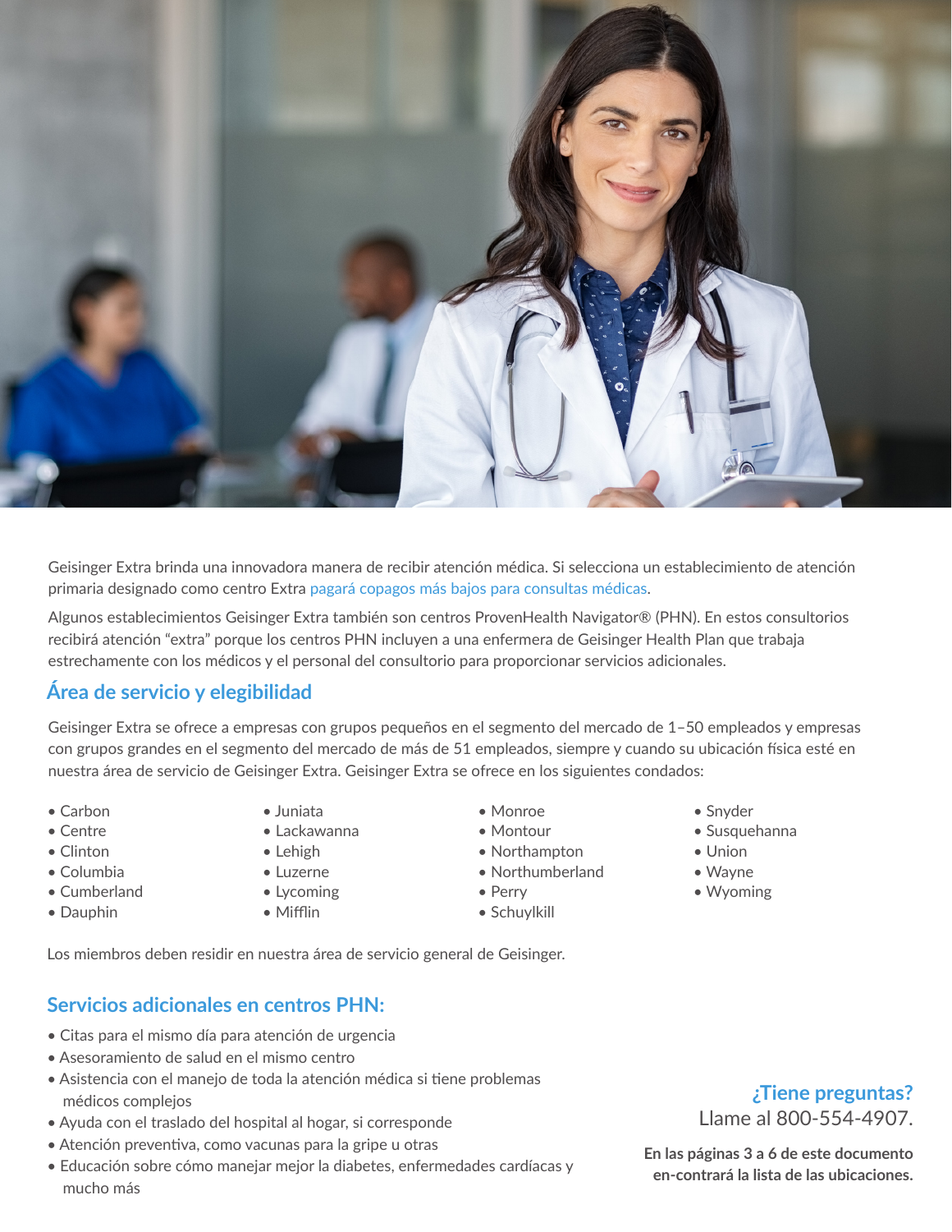Geisinger Extra brinda una innovadora manera de recibir atención médica. Si selecciona un establecimiento de atención primaria designado como centro Extra pagará copagos más bajos para consultas médicas.

Algunos establecimientos Geisinger Extra también son centros ProvenHealth Navigator® (PHN). En estos consultorios recibirá atención "extra" porque los centros PHN incluyen a una enfermera de Geisinger Health Plan que trabaja estrechamente con los médicos y el personal del consultorio para proporcionar servicios adicionales.

## Área de servicio y elegibilidad

Geisinger Extra se ofrece a empresas con grupos pequeños en el segmento del mercado de 1–50 empleados y empresas con grupos grandes en el segmento del mercado de más de 51 empleados, siempre y cuando su ubicación física esté en nuestra área de servicio de Geisinger Extra. Geisinger Extra se ofrece en los siguientes condados:

- Carbon
- Centre
- Clinton
- Columbia
- Cumberland
- Dauphin
- Juniata
- Lackawanna
- Lehigh
- Luzerne
- Lycoming
- Mifflin
- Monroe
- Montour
- Northampton
- Northumberland
- Perry
- Schuylkill
- Snyder
- Susquehanna
- Union
- Wayne
- Wyoming

Los miembros deben residir en nuestra área de servicio general de Geisinger.

## Servicios adicionales en centros PHN:

- Citas para el mismo día para atención de urgencia
- Asesoramiento de salud en el mismo centro
- Asistencia con el manejo de toda la atención médica si tiene problemas médicos complejos
- Ayuda con el traslado del hospital al hogar, si corresponde
- Atención preventiva, como vacunas para la gripe u otras
- Educación sobre cómo manejar mejor la diabetes, enfermedades cardíacas y mucho más

### ¿Tiene preguntas?

Llame al 800-554-4907.

**En las páginas 3 a 6 de este documento en-contrará la lista de las ubicaciones.**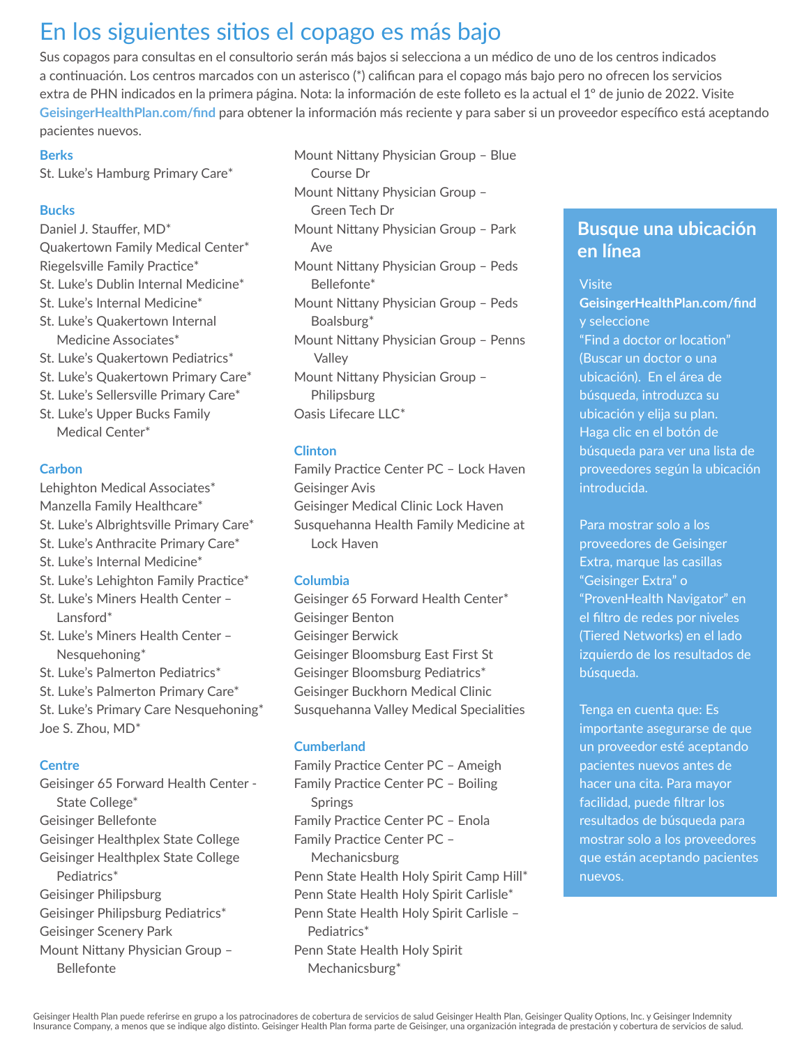# En los siguientes sitios el copago es más bajo

Sus copagos para consultas en el consultorio serán más bajos si selecciona a un médico de uno de los centros indicados a continuación. Los centros marcados con un asterisco (*) califican para el copago más bajo pero no ofrecen los servicios extra de PHN indicados en la primera página. Nota: la información de este folleto es la actual el 1º de junio de 2022. Visite **GeisingerHealthPlan.com/find** para obtener la información más reciente y para saber si un proveedor específico está aceptando pacientes nuevos.

### Berks

St. Luke's Hamburg Primary Care*

### Bucks

Daniel J. Stauffer, MD*
Quakertown Family Medical Center*
Riegelsville Family Practice*
St. Luke's Dublin Internal Medicine*
St. Luke's Internal Medicine*
St. Luke's Quakertown Internal Medicine Associates*
St. Luke's Quakertown Pediatrics*
St. Luke's Quakertown Primary Care*
St. Luke's Sellersville Primary Care*
St. Luke's Upper Bucks Family Medical Center*

### Carbon

Lehighton Medical Associates*
Manzella Family Healthcare*
St. Luke's Albrightsville Primary Care*
St. Luke's Anthracite Primary Care*
St. Luke's Internal Medicine*
St. Luke's Lehighton Family Practice*
St. Luke's Miners Health Center – Lansford*
St. Luke's Miners Health Center – Nesquehoning*
St. Luke's Palmerton Pediatrics*
St. Luke's Palmerton Primary Care*
St. Luke's Primary Care Nesquehoning*
Joe S. Zhou, MD*

### Centre

Geisinger 65 Forward Health Center - State College*
Geisinger Bellefonte
Geisinger Healthplex State College
Geisinger Healthplex State College Pediatrics*
Geisinger Philipsburg
Geisinger Philipsburg Pediatrics*
Geisinger Scenery Park
Mount Nittany Physician Group – Bellefonte
Mount Nittany Physician Group – Blue Course Dr
Mount Nittany Physician Group – Green Tech Dr
Mount Nittany Physician Group – Park Ave
Mount Nittany Physician Group – Peds Bellefonte*
Mount Nittany Physician Group – Peds Boalsburg*
Mount Nittany Physician Group – Penns Valley
Mount Nittany Physician Group – Philipsburg
Oasis Lifecare LLC*

### Clinton

Family Practice Center PC – Lock Haven
Geisinger Avis
Geisinger Medical Clinic Lock Haven
Susquehanna Health Family Medicine at Lock Haven

### Columbia

Geisinger 65 Forward Health Center*
Geisinger Benton
Geisinger Berwick
Geisinger Bloomsburg East First St
Geisinger Bloomsburg Pediatrics*
Geisinger Buckhorn Medical Clinic
Susquehanna Valley Medical Specialities

### Cumberland

Family Practice Center PC – Ameigh
Family Practice Center PC – Boiling Springs
Family Practice Center PC – Enola
Family Practice Center PC – Mechanicsburg
Penn State Health Holy Spirit Camp Hill*
Penn State Health Holy Spirit Carlisle*
Penn State Health Holy Spirit Carlisle – Pediatrics*
Penn State Health Holy Spirit Mechanicsburg*

## Busque una ubicación en línea

Visite **GeisingerHealthPlan.com/find** y seleccione "Find a doctor or location" (Buscar un doctor o una ubicación). En el área de búsqueda, introduzca su ubicación y elija su plan. Haga clic en el botón de búsqueda para ver una lista de proveedores según la ubicación introducida.

Para mostrar solo a los proveedores de Geisinger Extra, marque las casillas "Geisinger Extra" o "ProvenHealth Navigator" en el filtro de redes por niveles (Tiered Networks) en el lado izquierdo de los resultados de búsqueda.

Tenga en cuenta que: Es importante asegurarse de que un proveedor esté aceptando pacientes nuevos antes de hacer una cita. Para mayor facilidad, puede filtrar los resultados de búsqueda para mostrar solo a los proveedores que están aceptando pacientes nuevos.

Geisinger Health Plan puede referirse en grupo a los patrocinadores de cobertura de servicios de salud Geisinger Health Plan, Geisinger Quality Options, Inc. y Geisinger Indemnity Insurance Company, a menos que se indique algo distinto. Geisinger Health Plan forma parte de Geisinger, una organización integrada de prestación y cobertura de servicios de salud.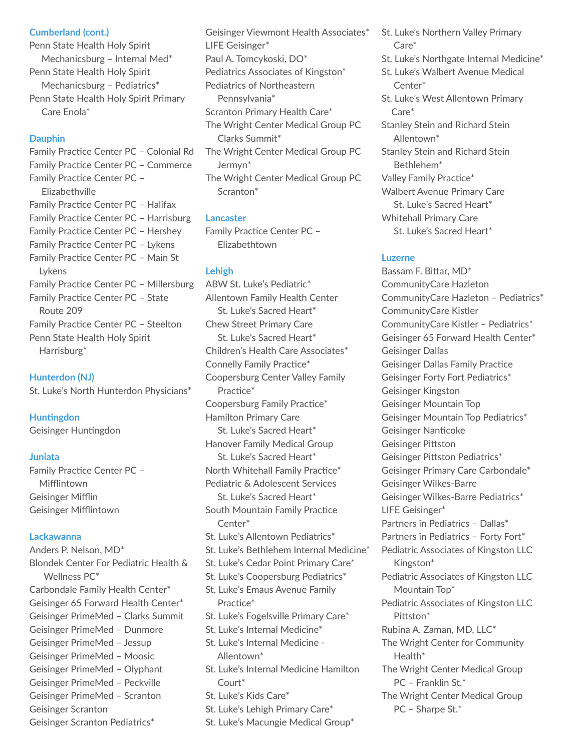## Cumberland (cont.)

Penn State Health Holy Spirit Mechanicsburg – Internal Med*
Penn State Health Holy Spirit Mechanicsburg – Pediatrics*
Penn State Health Holy Spirit Primary Care Enola*

## Dauphin

Family Practice Center PC – Colonial Rd
Family Practice Center PC – Commerce
Family Practice Center PC – Elizabethville
Family Practice Center PC – Halifax
Family Practice Center PC – Harrisburg
Family Practice Center PC – Hershey
Family Practice Center PC – Lykens
Family Practice Center PC – Main St Lykens
Family Practice Center PC – Millersburg
Family Practice Center PC – State Route 209
Family Practice Center PC – Steelton
Penn State Health Holy Spirit Harrisburg*

## Hunterdon (NJ)

St. Luke's North Hunterdon Physicians*

## Huntingdon

Geisinger Huntingdon

## Juniata

Family Practice Center PC – Mifflintown
Geisinger Mifflin
Geisinger Mifflintown

## Lackawanna

Anders P. Nelson, MD*
Blondek Center For Pediatric Health & Wellness PC*
Carbondale Family Health Center*
Geisinger 65 Forward Health Center*
Geisinger PrimeMed – Clarks Summit
Geisinger PrimeMed – Dunmore
Geisinger PrimeMed – Jessup
Geisinger PrimeMed – Moosic
Geisinger PrimeMed – Olyphant
Geisinger PrimeMed – Peckville
Geisinger PrimeMed – Scranton
Geisinger Scranton
Geisinger Scranton Pediatrics*
Geisinger Viewmont Health Associates*
LIFE Geisinger*
Paul A. Tomcykoski, DO*
Pediatrics Associates of Kingston*
Pediatrics of Northeastern Pennsylvania*
Scranton Primary Health Care*
The Wright Center Medical Group PC Clarks Summit*
The Wright Center Medical Group PC Jermyn*
The Wright Center Medical Group PC Scranton*

## Lancaster

Family Practice Center PC – Elizabethtown

## Lehigh

ABW St. Luke's Pediatric*
Allentown Family Health Center St. Luke's Sacred Heart*
Chew Street Primary Care St. Luke's Sacred Heart*
Children's Health Care Associates*
Connelly Family Practice*
Coopersburg Center Valley Family Practice*
Coopersburg Family Practice*
Hamilton Primary Care St. Luke's Sacred Heart*
Hanover Family Medical Group St. Luke's Sacred Heart*
North Whitehall Family Practice*
Pediatric & Adolescent Services St. Luke's Sacred Heart*
South Mountain Family Practice Center*
St. Luke's Allentown Pediatrics*
St. Luke's Bethlehem Internal Medicine*
St. Luke's Cedar Point Primary Care*
St. Luke's Coopersburg Pediatrics*
St. Luke's Emaus Avenue Family Practice*
St. Luke's Fogelsville Primary Care*
St. Luke's Internal Medicine*
St. Luke's Internal Medicine - Allentown*
St. Luke's Internal Medicine Hamilton Court*
St. Luke's Kids Care*
St. Luke's Lehigh Primary Care*
St. Luke's Macungie Medical Group*
St. Luke's Northern Valley Primary Care*
St. Luke's Northgate Internal Medicine*
St. Luke's Walbert Avenue Medical Center*
St. Luke's West Allentown Primary Care*
Stanley Stein and Richard Stein Allentown*
Stanley Stein and Richard Stein Bethlehem*
Valley Family Practice*
Walbert Avenue Primary Care St. Luke's Sacred Heart*
Whitehall Primary Care St. Luke's Sacred Heart*

## Luzerne

Bassam F. Bittar, MD*
CommunityCare Hazleton
CommunityCare Hazleton – Pediatrics*
CommunityCare Kistler
CommunityCare Kistler – Pediatrics*
Geisinger 65 Forward Health Center*
Geisinger Dallas
Geisinger Dallas Family Practice
Geisinger Forty Fort Pediatrics*
Geisinger Kingston
Geisinger Mountain Top
Geisinger Mountain Top Pediatrics*
Geisinger Nanticoke
Geisinger Pittston
Geisinger Pittston Pediatrics*
Geisinger Primary Care Carbondale*
Geisinger Wilkes-Barre
Geisinger Wilkes-Barre Pediatrics*
LIFE Geisinger*
Partners in Pediatrics – Dallas*
Partners in Pediatrics – Forty Fort*
Pediatric Associates of Kingston LLC Kingston*
Pediatric Associates of Kingston LLC Mountain Top*
Pediatric Associates of Kingston LLC Pittston*
Rubina A. Zaman, MD, LLC*
The Wright Center for Community Health*
The Wright Center Medical Group PC – Franklin St.*
The Wright Center Medical Group PC – Sharpe St.*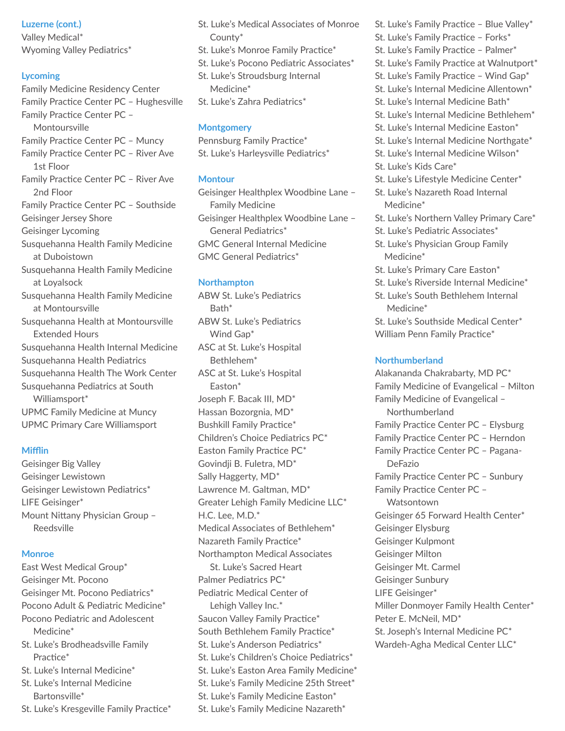### Luzerne (cont.)

Valley Medical*
Wyoming Valley Pediatrics*

### Lycoming

Family Medicine Residency Center
Family Practice Center PC – Hughesville
Family Practice Center PC – Montoursville
Family Practice Center PC – Muncy
Family Practice Center PC – River Ave 1st Floor
Family Practice Center PC – River Ave 2nd Floor
Family Practice Center PC – Southside
Geisinger Jersey Shore
Geisinger Lycoming
Susquehanna Health Family Medicine at Duboistown
Susquehanna Health Family Medicine at Loyalsock
Susquehanna Health Family Medicine at Montoursville
Susquehanna Health at Montoursville Extended Hours
Susquehanna Health Internal Medicine
Susquehanna Health Pediatrics
Susquehanna Health The Work Center
Susquehanna Pediatrics at South Williamsport*
UPMC Family Medicine at Muncy
UPMC Primary Care Williamsport

### Mifflin

Geisinger Big Valley
Geisinger Lewistown
Geisinger Lewistown Pediatrics*
LIFE Geisinger*
Mount Nittany Physician Group – Reedsville

### Monroe

East West Medical Group*
Geisinger Mt. Pocono
Geisinger Mt. Pocono Pediatrics*
Pocono Adult & Pediatric Medicine*
Pocono Pediatric and Adolescent Medicine*
St. Luke's Brodheadsville Family Practice*
St. Luke's Internal Medicine*
St. Luke's Internal Medicine Bartonsville*
St. Luke's Kresgeville Family Practice*
St. Luke's Medical Associates of Monroe County*
St. Luke's Monroe Family Practice*
St. Luke's Pocono Pediatric Associates*
St. Luke's Stroudsburg Internal Medicine*
St. Luke's Zahra Pediatrics*

### Montgomery

Pennsburg Family Practice*
St. Luke's Harleysville Pediatrics*

### Montour

Geisinger Healthplex Woodbine Lane – Family Medicine
Geisinger Healthplex Woodbine Lane – General Pediatrics*
GMC General Internal Medicine
GMC General Pediatrics*

### Northampton

ABW St. Luke's Pediatrics Bath*
ABW St. Luke's Pediatrics Wind Gap*
ASC at St. Luke's Hospital Bethlehem*
ASC at St. Luke's Hospital Easton*
Joseph F. Bacak III, MD*
Hassan Bozorgnia, MD*
Bushkill Family Practice*
Children's Choice Pediatrics PC*
Easton Family Practice PC*
Govindji B. Fuletra, MD*
Sally Haggerty, MD*
Lawrence M. Galtman, MD*
Greater Lehigh Family Medicine LLC*
H.C. Lee, M.D.*
Medical Associates of Bethlehem*
Nazareth Family Practice*
Northampton Medical Associates St. Luke's Sacred Heart
Palmer Pediatrics PC*
Pediatric Medical Center of Lehigh Valley Inc.*
Saucon Valley Family Practice*
South Bethlehem Family Practice*
St. Luke's Anderson Pediatrics*
St. Luke's Children's Choice Pediatrics*
St. Luke's Easton Area Family Medicine*
St. Luke's Family Medicine 25th Street*
St. Luke's Family Medicine Easton*
St. Luke's Family Medicine Nazareth*
St. Luke's Family Practice – Blue Valley*
St. Luke's Family Practice – Forks*
St. Luke's Family Practice – Palmer*
St. Luke's Family Practice at Walnutport*
St. Luke's Family Practice – Wind Gap*
St. Luke's Internal Medicine Allentown*
St. Luke's Internal Medicine Bath*
St. Luke's Internal Medicine Bethlehem*
St. Luke's Internal Medicine Easton*
St. Luke's Internal Medicine Northgate*
St. Luke's Internal Medicine Wilson*
St. Luke's Kids Care*
St. Luke's Lifestyle Medicine Center*
St. Luke's Nazareth Road Internal Medicine*
St. Luke's Northern Valley Primary Care*
St. Luke's Pediatric Associates*
St. Luke's Physician Group Family Medicine*
St. Luke's Primary Care Easton*
St. Luke's Riverside Internal Medicine*
St. Luke's South Bethlehem Internal Medicine*
St. Luke's Southside Medical Center*
William Penn Family Practice*

### Northumberland

Alakananda Chakrabarty, MD PC*
Family Medicine of Evangelical – Milton
Family Medicine of Evangelical – Northumberland
Family Practice Center PC – Elysburg
Family Practice Center PC – Herndon
Family Practice Center PC – Pagana-DeFazio
Family Practice Center PC – Sunbury
Family Practice Center PC – Watsontown
Geisinger 65 Forward Health Center*
Geisinger Elysburg
Geisinger Kulpmont
Geisinger Milton
Geisinger Mt. Carmel
Geisinger Sunbury
LIFE Geisinger*
Miller Donmoyer Family Health Center*
Peter E. McNeil, MD*
St. Joseph's Internal Medicine PC*
Wardeh-Agha Medical Center LLC*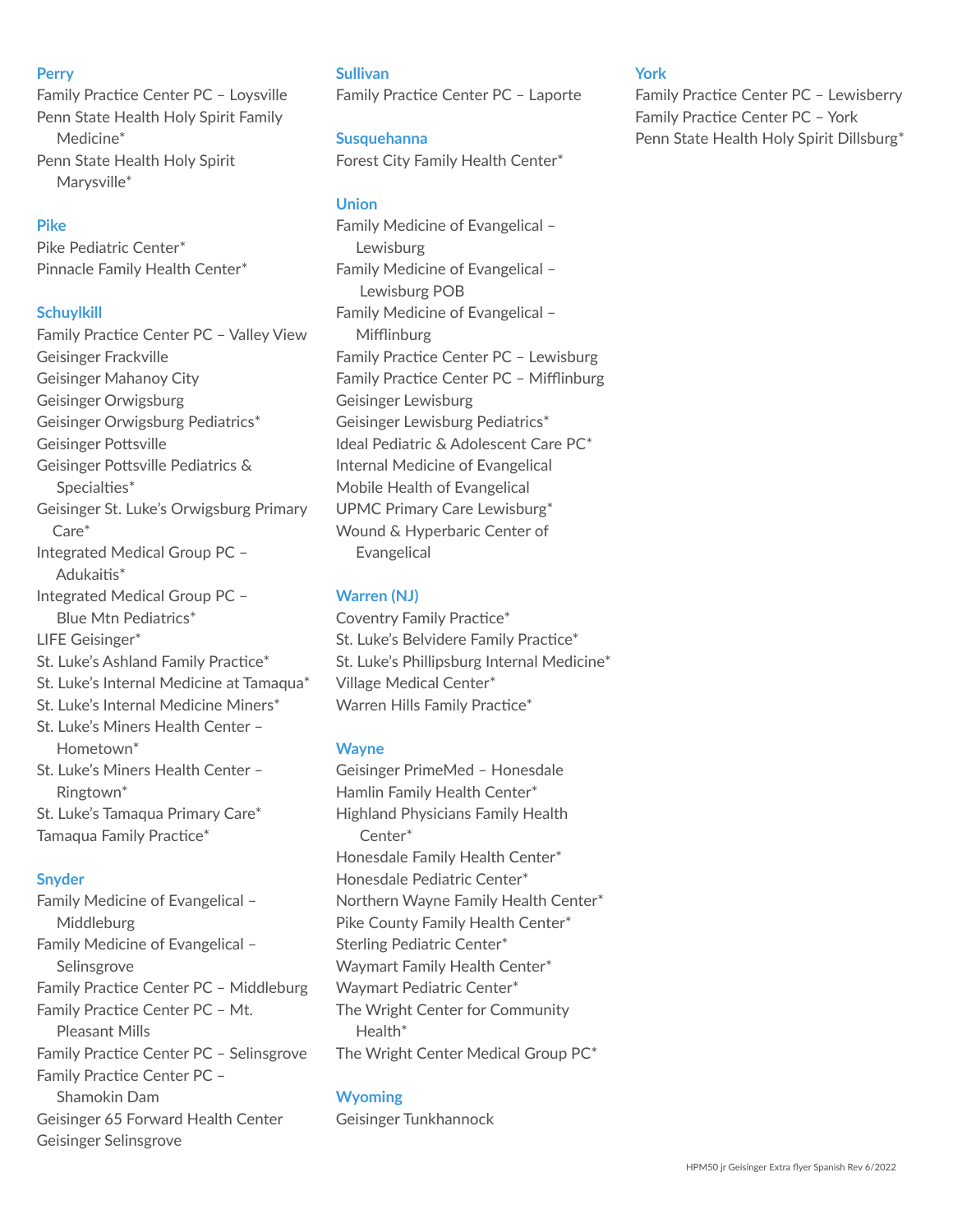### Perry

Family Practice Center PC – Loysville
Penn State Health Holy Spirit Family Medicine*
Penn State Health Holy Spirit Marysville*

### Pike

Pike Pediatric Center*
Pinnacle Family Health Center*

### Schuylkill

Family Practice Center PC – Valley View
Geisinger Frackville
Geisinger Mahanoy City
Geisinger Orwigsburg
Geisinger Orwigsburg Pediatrics*
Geisinger Pottsville
Geisinger Pottsville Pediatrics & Specialties*
Geisinger St. Luke's Orwigsburg Primary Care*
Integrated Medical Group PC – Adukaitis*
Integrated Medical Group PC – Blue Mtn Pediatrics*
LIFE Geisinger*
St. Luke's Ashland Family Practice*
St. Luke's Internal Medicine at Tamaqua*
St. Luke's Internal Medicine Miners*
St. Luke's Miners Health Center – Hometown*
St. Luke's Miners Health Center – Ringtown*
St. Luke's Tamaqua Primary Care*
Tamaqua Family Practice*

### Snyder

Family Medicine of Evangelical – Middleburg
Family Medicine of Evangelical – Selinsgrove
Family Practice Center PC – Middleburg
Family Practice Center PC – Mt. Pleasant Mills
Family Practice Center PC – Selinsgrove
Family Practice Center PC – Shamokin Dam
Geisinger 65 Forward Health Center
Geisinger Selinsgrove

### Sullivan

Family Practice Center PC – Laporte

### Susquehanna

Forest City Family Health Center*

### Union

Family Medicine of Evangelical – Lewisburg
Family Medicine of Evangelical – Lewisburg POB
Family Medicine of Evangelical – Mifflinburg
Family Practice Center PC – Lewisburg
Family Practice Center PC – Mifflinburg
Geisinger Lewisburg
Geisinger Lewisburg Pediatrics*
Ideal Pediatric & Adolescent Care PC*
Internal Medicine of Evangelical
Mobile Health of Evangelical
UPMC Primary Care Lewisburg*
Wound & Hyperbaric Center of Evangelical

### Warren (NJ)

Coventry Family Practice*
St. Luke's Belvidere Family Practice*
St. Luke's Phillipsburg Internal Medicine*
Village Medical Center*
Warren Hills Family Practice*

### Wayne

Geisinger PrimeMed – Honesdale
Hamlin Family Health Center*
Highland Physicians Family Health Center*
Honesdale Family Health Center*
Honesdale Pediatric Center*
Northern Wayne Family Health Center*
Pike County Family Health Center*
Sterling Pediatric Center*
Waymart Family Health Center*
Waymart Pediatric Center*
The Wright Center for Community Health*
The Wright Center Medical Group PC*

### Wyoming

Geisinger Tunkhannock

### York

Family Practice Center PC – Lewisberry
Family Practice Center PC – York
Penn State Health Holy Spirit Dillsburg*

HPM50 jr Geisinger Extra flyer Spanish Rev 6/2022